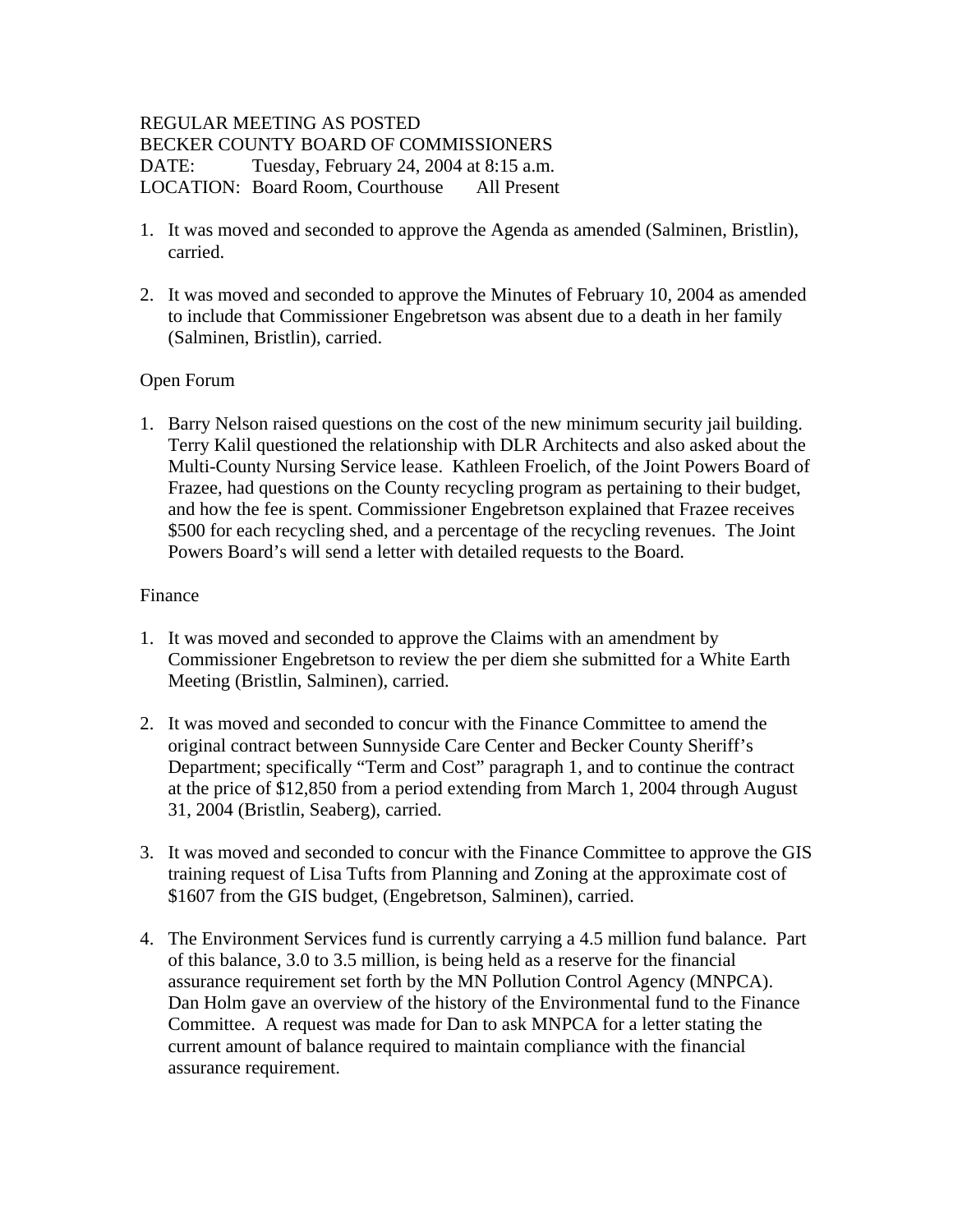REGULAR MEETING AS POSTED
BECKER COUNTY BOARD OF COMMISSIONERS
DATE: Tuesday, February 24, 2004 at 8:15 a.m.
LOCATION: Board Room, Courthouse All Present

1. It was moved and seconded to approve the Agenda as amended (Salminen, Bristlin), carried.

2. It was moved and seconded to approve the Minutes of February 10, 2004 as amended to include that Commissioner Engebretson was absent due to a death in her family (Salminen, Bristlin), carried.

Open Forum

1. Barry Nelson raised questions on the cost of the new minimum security jail building. Terry Kalil questioned the relationship with DLR Architects and also asked about the Multi-County Nursing Service lease. Kathleen Froelich, of the Joint Powers Board of Frazee, had questions on the County recycling program as pertaining to their budget, and how the fee is spent. Commissioner Engebretson explained that Frazee receives $500 for each recycling shed, and a percentage of the recycling revenues. The Joint Powers Board's will send a letter with detailed requests to the Board.

Finance

1. It was moved and seconded to approve the Claims with an amendment by Commissioner Engebretson to review the per diem she submitted for a White Earth Meeting (Bristlin, Salminen), carried.

2. It was moved and seconded to concur with the Finance Committee to amend the original contract between Sunnyside Care Center and Becker County Sheriff's Department; specifically "Term and Cost" paragraph 1, and to continue the contract at the price of $12,850 from a period extending from March 1, 2004 through August 31, 2004 (Bristlin, Seaberg), carried.

3. It was moved and seconded to concur with the Finance Committee to approve the GIS training request of Lisa Tufts from Planning and Zoning at the approximate cost of $1607 from the GIS budget, (Engebretson, Salminen), carried.

4. The Environment Services fund is currently carrying a 4.5 million fund balance. Part of this balance, 3.0 to 3.5 million, is being held as a reserve for the financial assurance requirement set forth by the MN Pollution Control Agency (MNPCA). Dan Holm gave an overview of the history of the Environmental fund to the Finance Committee. A request was made for Dan to ask MNPCA for a letter stating the current amount of balance required to maintain compliance with the financial assurance requirement.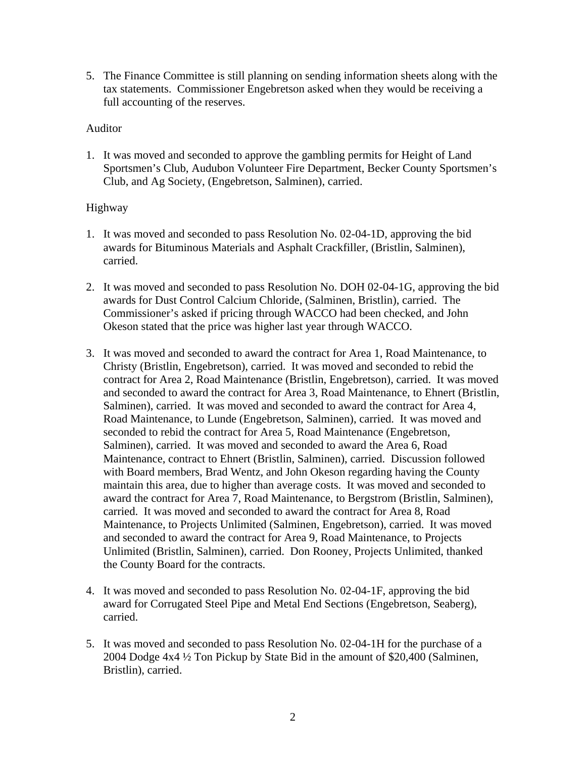5. The Finance Committee is still planning on sending information sheets along with the tax statements. Commissioner Engebretson asked when they would be receiving a full accounting of the reserves.

Auditor

1. It was moved and seconded to approve the gambling permits for Height of Land Sportsmen's Club, Audubon Volunteer Fire Department, Becker County Sportsmen's Club, and Ag Society, (Engebretson, Salminen), carried.

Highway

1. It was moved and seconded to pass Resolution No. 02-04-1D, approving the bid awards for Bituminous Materials and Asphalt Crackfiller, (Bristlin, Salminen), carried.

2. It was moved and seconded to pass Resolution No. DOH 02-04-1G, approving the bid awards for Dust Control Calcium Chloride, (Salminen, Bristlin), carried. The Commissioner's asked if pricing through WACCO had been checked, and John Okeson stated that the price was higher last year through WACCO.

3. It was moved and seconded to award the contract for Area 1, Road Maintenance, to Christy (Bristlin, Engebretson), carried. It was moved and seconded to rebid the contract for Area 2, Road Maintenance (Bristlin, Engebretson), carried. It was moved and seconded to award the contract for Area 3, Road Maintenance, to Ehnert (Bristlin, Salminen), carried. It was moved and seconded to award the contract for Area 4, Road Maintenance, to Lunde (Engebretson, Salminen), carried. It was moved and seconded to rebid the contract for Area 5, Road Maintenance (Engebretson, Salminen), carried. It was moved and seconded to award the Area 6, Road Maintenance, contract to Ehnert (Bristlin, Salminen), carried. Discussion followed with Board members, Brad Wentz, and John Okeson regarding having the County maintain this area, due to higher than average costs. It was moved and seconded to award the contract for Area 7, Road Maintenance, to Bergstrom (Bristlin, Salminen), carried. It was moved and seconded to award the contract for Area 8, Road Maintenance, to Projects Unlimited (Salminen, Engebretson), carried. It was moved and seconded to award the contract for Area 9, Road Maintenance, to Projects Unlimited (Bristlin, Salminen), carried. Don Rooney, Projects Unlimited, thanked the County Board for the contracts.

4. It was moved and seconded to pass Resolution No. 02-04-1F, approving the bid award for Corrugated Steel Pipe and Metal End Sections (Engebretson, Seaberg), carried.

5. It was moved and seconded to pass Resolution No. 02-04-1H for the purchase of a 2004 Dodge 4x4 ½ Ton Pickup by State Bid in the amount of $20,400 (Salminen, Bristlin), carried.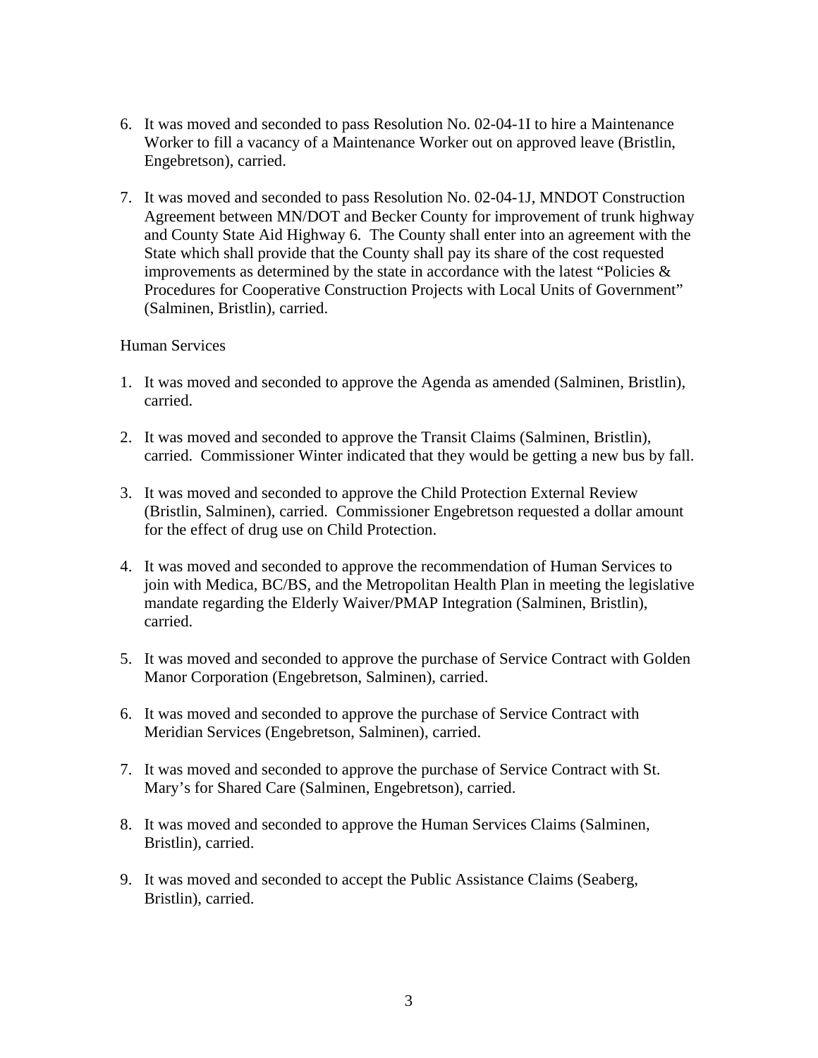6. It was moved and seconded to pass Resolution No. 02-04-1I to hire a Maintenance Worker to fill a vacancy of a Maintenance Worker out on approved leave (Bristlin, Engebretson), carried.

7. It was moved and seconded to pass Resolution No. 02-04-1J, MNDOT Construction Agreement between MN/DOT and Becker County for improvement of trunk highway and County State Aid Highway 6. The County shall enter into an agreement with the State which shall provide that the County shall pay its share of the cost requested improvements as determined by the state in accordance with the latest "Policies & Procedures for Cooperative Construction Projects with Local Units of Government" (Salminen, Bristlin), carried.

Human Services

1. It was moved and seconded to approve the Agenda as amended (Salminen, Bristlin), carried.

2. It was moved and seconded to approve the Transit Claims (Salminen, Bristlin), carried. Commissioner Winter indicated that they would be getting a new bus by fall.

3. It was moved and seconded to approve the Child Protection External Review (Bristlin, Salminen), carried. Commissioner Engebretson requested a dollar amount for the effect of drug use on Child Protection.

4. It was moved and seconded to approve the recommendation of Human Services to join with Medica, BC/BS, and the Metropolitan Health Plan in meeting the legislative mandate regarding the Elderly Waiver/PMAP Integration (Salminen, Bristlin), carried.

5. It was moved and seconded to approve the purchase of Service Contract with Golden Manor Corporation (Engebretson, Salminen), carried.

6. It was moved and seconded to approve the purchase of Service Contract with Meridian Services (Engebretson, Salminen), carried.

7. It was moved and seconded to approve the purchase of Service Contract with St. Mary's for Shared Care (Salminen, Engebretson), carried.

8. It was moved and seconded to approve the Human Services Claims (Salminen, Bristlin), carried.

9. It was moved and seconded to accept the Public Assistance Claims (Seaberg, Bristlin), carried.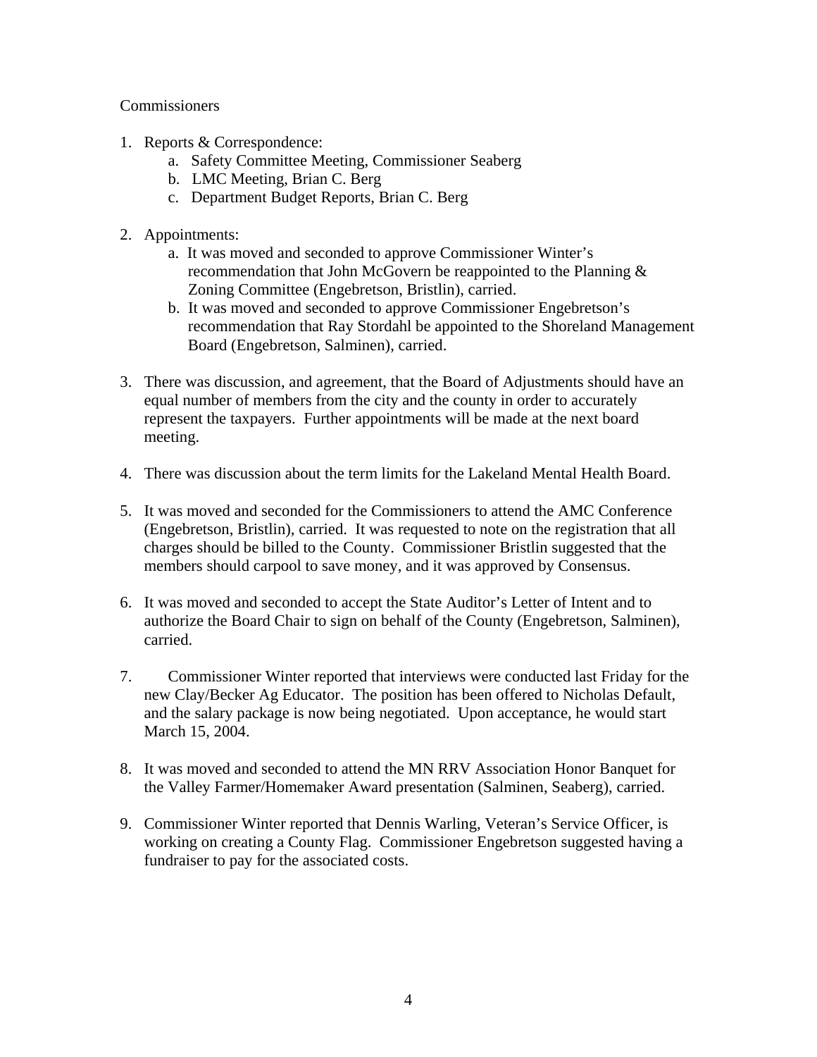Commissioners

1. Reports & Correspondence:
    a. Safety Committee Meeting, Commissioner Seaberg
    b. LMC Meeting, Brian C. Berg
    c. Department Budget Reports, Brian C. Berg

2. Appointments:
    a. It was moved and seconded to approve Commissioner Winter's recommendation that John McGovern be reappointed to the Planning & Zoning Committee (Engebretson, Bristlin), carried.
    b. It was moved and seconded to approve Commissioner Engebretson's recommendation that Ray Stordahl be appointed to the Shoreland Management Board (Engebretson, Salminen), carried.

3. There was discussion, and agreement, that the Board of Adjustments should have an equal number of members from the city and the county in order to accurately represent the taxpayers. Further appointments will be made at the next board meeting.

4. There was discussion about the term limits for the Lakeland Mental Health Board.

5. It was moved and seconded for the Commissioners to attend the AMC Conference (Engebretson, Bristlin), carried. It was requested to note on the registration that all charges should be billed to the County. Commissioner Bristlin suggested that the members should carpool to save money, and it was approved by Consensus.

6. It was moved and seconded to accept the State Auditor's Letter of Intent and to authorize the Board Chair to sign on behalf of the County (Engebretson, Salminen), carried.

7. Commissioner Winter reported that interviews were conducted last Friday for the new Clay/Becker Ag Educator. The position has been offered to Nicholas Default, and the salary package is now being negotiated. Upon acceptance, he would start March 15, 2004.

8. It was moved and seconded to attend the MN RRV Association Honor Banquet for the Valley Farmer/Homemaker Award presentation (Salminen, Seaberg), carried.

9. Commissioner Winter reported that Dennis Warling, Veteran's Service Officer, is working on creating a County Flag. Commissioner Engebretson suggested having a fundraiser to pay for the associated costs.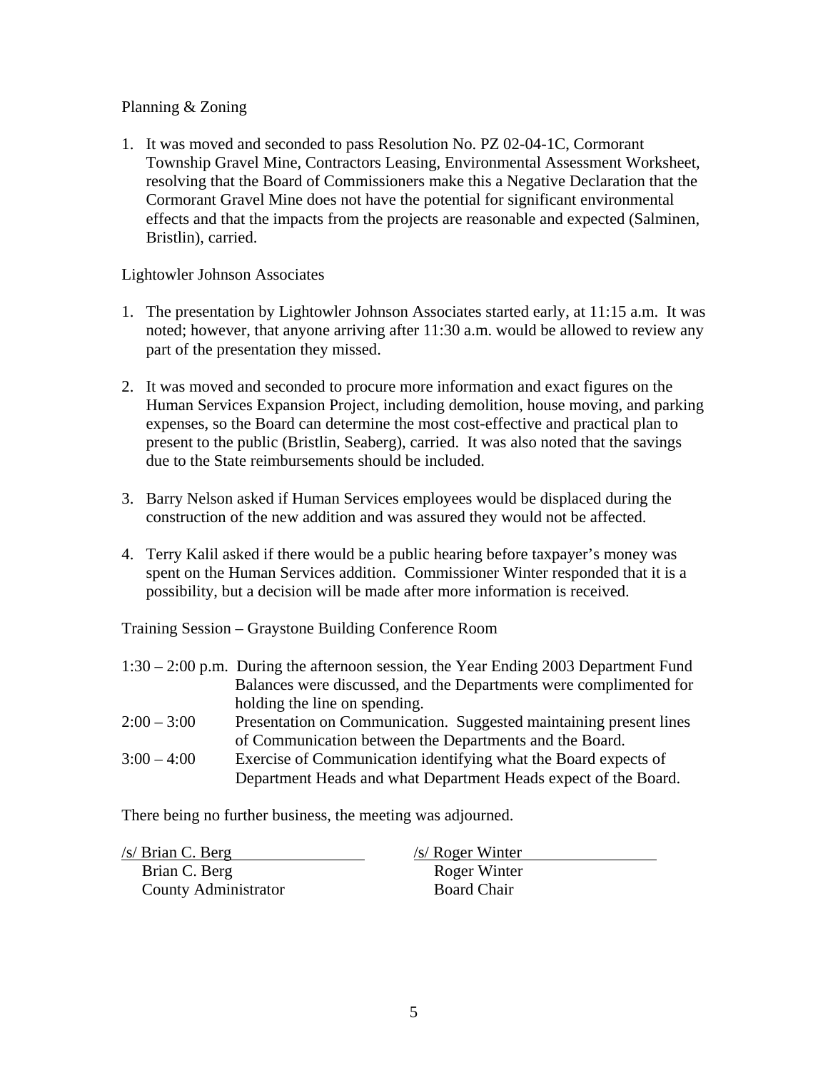Planning & Zoning

1. It was moved and seconded to pass Resolution No. PZ 02-04-1C, Cormorant Township Gravel Mine, Contractors Leasing, Environmental Assessment Worksheet, resolving that the Board of Commissioners make this a Negative Declaration that the Cormorant Gravel Mine does not have the potential for significant environmental effects and that the impacts from the projects are reasonable and expected (Salminen, Bristlin), carried.

Lightowler Johnson Associates

1. The presentation by Lightowler Johnson Associates started early, at 11:15 a.m. It was noted; however, that anyone arriving after 11:30 a.m. would be allowed to review any part of the presentation they missed.

2. It was moved and seconded to procure more information and exact figures on the Human Services Expansion Project, including demolition, house moving, and parking expenses, so the Board can determine the most cost-effective and practical plan to present to the public (Bristlin, Seaberg), carried. It was also noted that the savings due to the State reimbursements should be included.

3. Barry Nelson asked if Human Services employees would be displaced during the construction of the new addition and was assured they would not be affected.

4. Terry Kalil asked if there would be a public hearing before taxpayer's money was spent on the Human Services addition. Commissioner Winter responded that it is a possibility, but a decision will be made after more information is received.

Training Session – Graystone Building Conference Room

| | |
|---|---|
| 1:30 – 2:00 p.m. | During the afternoon session, the Year Ending 2003 Department Fund Balances were discussed, and the Departments were complimented for holding the line on spending. |
| 2:00 – 3:00 | Presentation on Communication. Suggested maintaining present lines of Communication between the Departments and the Board. |
| 3:00 – 4:00 | Exercise of Communication identifying what the Board expects of Department Heads and what Department Heads expect of the Board. |

There being no further business, the meeting was adjourned.

| | |
|---|---|
| /s/ Brian C. Berg | /s/ Roger Winter |
| Brian C. Berg | Roger Winter |
| County Administrator | Board Chair |